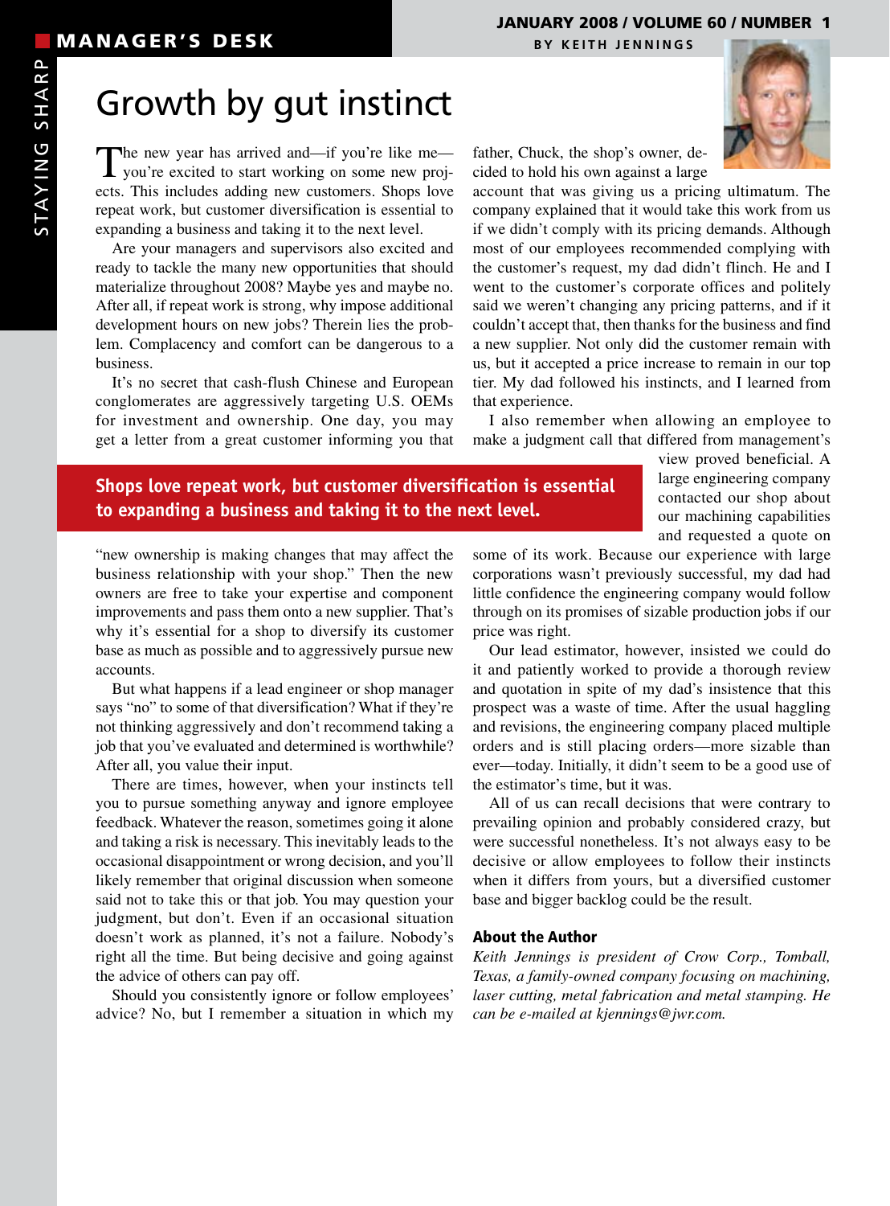MANAGER'S DESK

BY KEITH JENNINGS

# Growth by gut instinct

The new year has arrived and—if you're like me—you're excited to start working on some new projects. This includes adding new customers. Shops love repeat work, but customer diversification is essential to expanding a business and taking it to the next level.

Are your managers and supervisors also excited and ready to tackle the many new opportunities that should materialize throughout 2008? Maybe yes and maybe no. After all, if repeat work is strong, why impose additional development hours on new jobs? Therein lies the problem. Complacency and comfort can be dangerous to a business.

It's no secret that cash-flush Chinese and European conglomerates are aggressively targeting U.S. OEMs for investment and ownership. One day, you may get a letter from a great customer informing you that "new ownership is making changes that may affect the business relationship with your shop." Then the new owners are free to take your expertise and component improvements and pass them onto a new supplier. That's why it's essential for a shop to diversify its customer base as much as possible and to aggressively pursue new accounts.

**Shops love repeat work, but customer diversification is essential to expanding a business and taking it to the next level.**

But what happens if a lead engineer or shop manager says "no" to some of that diversification? What if they're not thinking aggressively and don't recommend taking a job that you've evaluated and determined is worthwhile? After all, you value their input.

There are times, however, when your instincts tell you to pursue something anyway and ignore employee feedback. Whatever the reason, sometimes going it alone and taking a risk is necessary. This inevitably leads to the occasional disappointment or wrong decision, and you'll likely remember that original discussion when someone said not to take this or that job. You may question your judgment, but don't. Even if an occasional situation doesn't work as planned, it's not a failure. Nobody's right all the time. But being decisive and going against the advice of others can pay off.

Should you consistently ignore or follow employees' advice? No, but I remember a situation in which my father, Chuck, the shop's owner, decided to hold his own against a large account that was giving us a pricing ultimatum. The company explained that it would take this work from us if we didn't comply with its pricing demands. Although most of our employees recommended complying with the customer's request, my dad didn't flinch. He and I went to the customer's corporate offices and politely said we weren't changing any pricing patterns, and if it couldn't accept that, then thanks for the business and find a new supplier. Not only did the customer remain with us, but it accepted a price increase to remain in our top tier. My dad followed his instincts, and I learned from that experience.

I also remember when allowing an employee to make a judgment call that differed from management's view proved beneficial. A large engineering company contacted our shop about our machining capabilities and requested a quote on some of its work. Because our experience with large corporations wasn't previously successful, my dad had little confidence the engineering company would follow through on its promises of sizable production jobs if our price was right.

Our lead estimator, however, insisted we could do it and patiently worked to provide a thorough review and quotation in spite of my dad's insistence that this prospect was a waste of time. After the usual haggling and revisions, the engineering company placed multiple orders and is still placing orders—more sizable than ever—today. Initially, it didn't seem to be a good use of the estimator's time, but it was.

All of us can recall decisions that were contrary to prevailing opinion and probably considered crazy, but were successful nonetheless. It's not always easy to be decisive or allow employees to follow their instincts when it differs from yours, but a diversified customer base and bigger backlog could be the result.

### About the Author

*Keith Jennings is president of Crow Corp., Tomball, Texas, a family-owned company focusing on machining, laser cutting, metal fabrication and metal stamping. He can be e-mailed at kjennings@jwr.com.*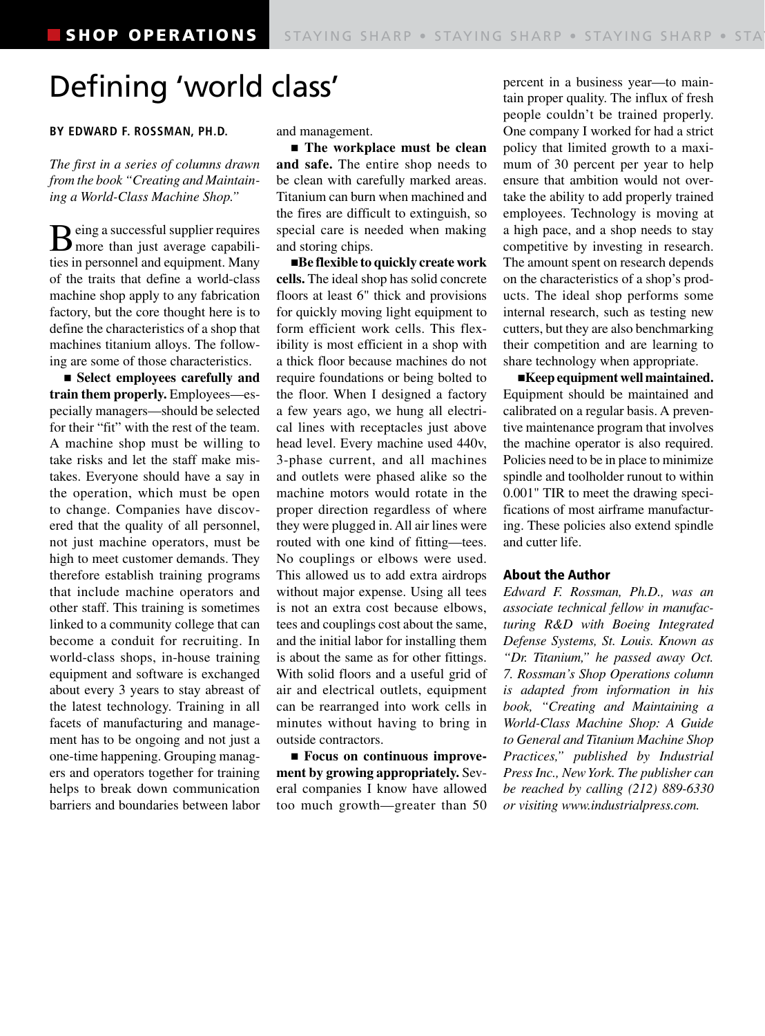# Defining 'world class'

**BY EDWARD F. ROSSMAN, PH.D.**

*The first in a series of columns drawn from the book "Creating and Maintaining a World-Class Machine Shop."*

Being a successful supplier requires more than just average capabilities in personnel and equipment. Many of the traits that define a world-class machine shop apply to any fabrication factory, but the core thought here is to define the characteristics of a shop that machines titanium alloys. The following are some of those characteristics.

■ **Select employees carefully and train them properly.** Employees—especially managers—should be selected for their "fit" with the rest of the team. A machine shop must be willing to take risks and let the staff make mistakes. Everyone should have a say in the operation, which must be open to change. Companies have discovered that the quality of all personnel, not just machine operators, must be high to meet customer demands. They therefore establish training programs that include machine operators and other staff. This training is sometimes linked to a community college that can become a conduit for recruiting. In world-class shops, in-house training equipment and software is exchanged about every 3 years to stay abreast of the latest technology. Training in all facets of manufacturing and management has to be ongoing and not just a one-time happening. Grouping managers and operators together for training helps to break down communication barriers and boundaries between labor and management.

■ **The workplace must be clean and safe.** The entire shop needs to be clean with carefully marked areas. Titanium can burn when machined and the fires are difficult to extinguish, so special care is needed when making and storing chips.

■ **Be flexible to quickly create work cells.** The ideal shop has solid concrete floors at least 6" thick and provisions for quickly moving light equipment to form efficient work cells. This flexibility is most efficient in a shop with a thick floor because machines do not require foundations or being bolted to the floor. When I designed a factory a few years ago, we hung all electrical lines with receptacles just above head level. Every machine used 440v, 3-phase current, and all machines and outlets were phased alike so the machine motors would rotate in the proper direction regardless of where they were plugged in. All air lines were routed with one kind of fitting—tees. No couplings or elbows were used. This allowed us to add extra airdrops without major expense. Using all tees is not an extra cost because elbows, tees and couplings cost about the same, and the initial labor for installing them is about the same as for other fittings. With solid floors and a useful grid of air and electrical outlets, equipment can be rearranged into work cells in minutes without having to bring in outside contractors.

■ **Focus on continuous improvement by growing appropriately.** Several companies I know have allowed too much growth—greater than 50 percent in a business year—to maintain proper quality. The influx of fresh people couldn't be trained properly. One company I worked for had a strict policy that limited growth to a maximum of 30 percent per year to help ensure that ambition would not overtake the ability to add properly trained employees. Technology is moving at a high pace, and a shop needs to stay competitive by investing in research. The amount spent on research depends on the characteristics of a shop's products. The ideal shop performs some internal research, such as testing new cutters, but they are also benchmarking their competition and are learning to share technology when appropriate.

■ **Keep equipment well maintained.** Equipment should be maintained and calibrated on a regular basis. A preventive maintenance program that involves the machine operator is also required. Policies need to be in place to minimize spindle and toolholder runout to within 0.001" TIR to meet the drawing specifications of most airframe manufacturing. These policies also extend spindle and cutter life.

### About the Author

*Edward F. Rossman, Ph.D., was an associate technical fellow in manufacturing R&D with Boeing Integrated Defense Systems, St. Louis. Known as "Dr. Titanium," he passed away Oct. 7. Rossman's Shop Operations column is adapted from information in his book, "Creating and Maintaining a World-Class Machine Shop: A Guide to General and Titanium Machine Shop Practices," published by Industrial Press Inc., New York. The publisher can be reached by calling (212) 889-6330 or visiting www.industrialpress.com.*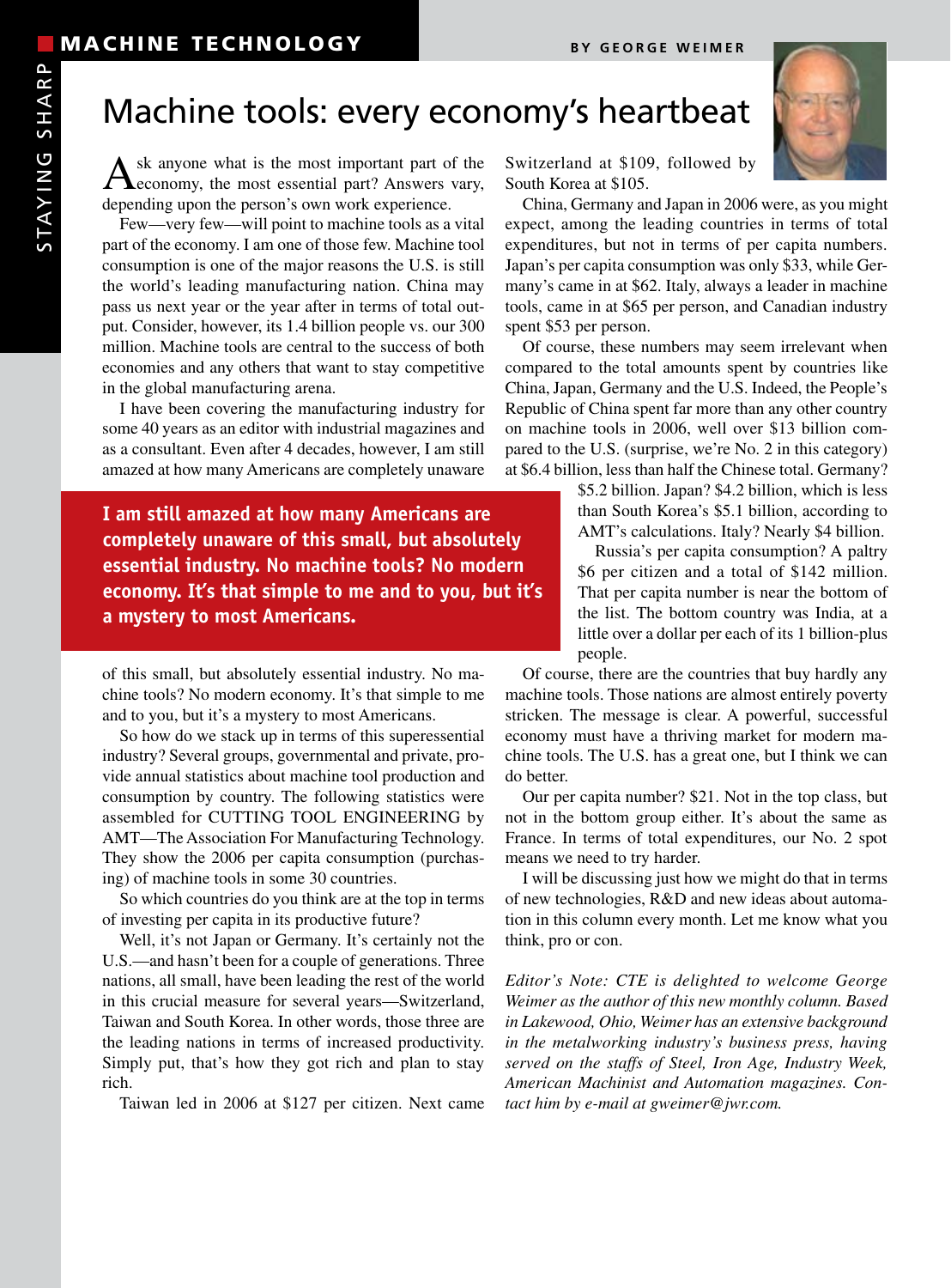# Machine tools: every economy's heartbeat

BY GEORGE WEIMER

Ask anyone what is the most important part of the economy, the most essential part? Answers vary, depending upon the person's own work experience.

Few—very few—will point to machine tools as a vital part of the economy. I am one of those few. Machine tool consumption is one of the major reasons the U.S. is still the world's leading manufacturing nation. China may pass us next year or the year after in terms of total output. Consider, however, its 1.4 billion people vs. our 300 million. Machine tools are central to the success of both economies and any others that want to stay competitive in the global manufacturing arena.

I have been covering the manufacturing industry for some 40 years as an editor with industrial magazines and as a consultant. Even after 4 decades, however, I am still amazed at how many Americans are completely unaware of this small, but absolutely essential industry. No machine tools? No modern economy. It's that simple to me and to you, but it's a mystery to most Americans.

**I am still amazed at how many Americans are completely unaware of this small, but absolutely essential industry. No machine tools? No modern economy. It's that simple to me and to you, but it's a mystery to most Americans.**

So how do we stack up in terms of this superessential industry? Several groups, governmental and private, provide annual statistics about machine tool production and consumption by country. The following statistics were assembled for CUTTING TOOL ENGINEERING by AMT—The Association For Manufacturing Technology. They show the 2006 per capita consumption (purchasing) of machine tools in some 30 countries.

So which countries do you think are at the top in terms of investing per capita in its productive future?

Well, it's not Japan or Germany. It's certainly not the U.S.—and hasn't been for a couple of generations. Three nations, all small, have been leading the rest of the world in this crucial measure for several years—Switzerland, Taiwan and South Korea. In other words, those three are the leading nations in terms of increased productivity. Simply put, that's how they got rich and plan to stay rich.

Taiwan led in 2006 at $127 per citizen. Next came Switzerland at $109, followed by South Korea at $105.

China, Germany and Japan in 2006 were, as you might expect, among the leading countries in terms of total expenditures, but not in terms of per capita numbers. Japan's per capita consumption was only $33, while Germany's came in at $62. Italy, always a leader in machine tools, came in at $65 per person, and Canadian industry spent $53 per person.

Of course, these numbers may seem irrelevant when compared to the total amounts spent by countries like China, Japan, Germany and the U.S. Indeed, the People's Republic of China spent far more than any other country on machine tools in 2006, well over $13 billion compared to the U.S. (surprise, we're No. 2 in this category) at $6.4 billion, less than half the Chinese total. Germany? $5.2 billion. Japan? $4.2 billion, which is less than South Korea's $5.1 billion, according to AMT's calculations. Italy? Nearly $4 billion.

Russia's per capita consumption? A paltry $6 per citizen and a total of $142 million. That per capita number is near the bottom of the list. The bottom country was India, at a little over a dollar per each of its 1 billion-plus people.

Of course, there are the countries that buy hardly any machine tools. Those nations are almost entirely poverty stricken. The message is clear. A powerful, successful economy must have a thriving market for modern machine tools. The U.S. has a great one, but I think we can do better.

Our per capita number? $21. Not in the top class, but not in the bottom group either. It's about the same as France. In terms of total expenditures, our No. 2 spot means we need to try harder.

I will be discussing just how we might do that in terms of new technologies, R&D and new ideas about automation in this column every month. Let me know what you think, pro or con.

*Editor's Note: CTE is delighted to welcome George Weimer as the author of this new monthly column. Based in Lakewood, Ohio, Weimer has an extensive background in the metalworking industry's business press, having served on the staffs of Steel, Iron Age, Industry Week, American Machinist and Automation magazines. Contact him by e-mail at gweimer@jwr.com.*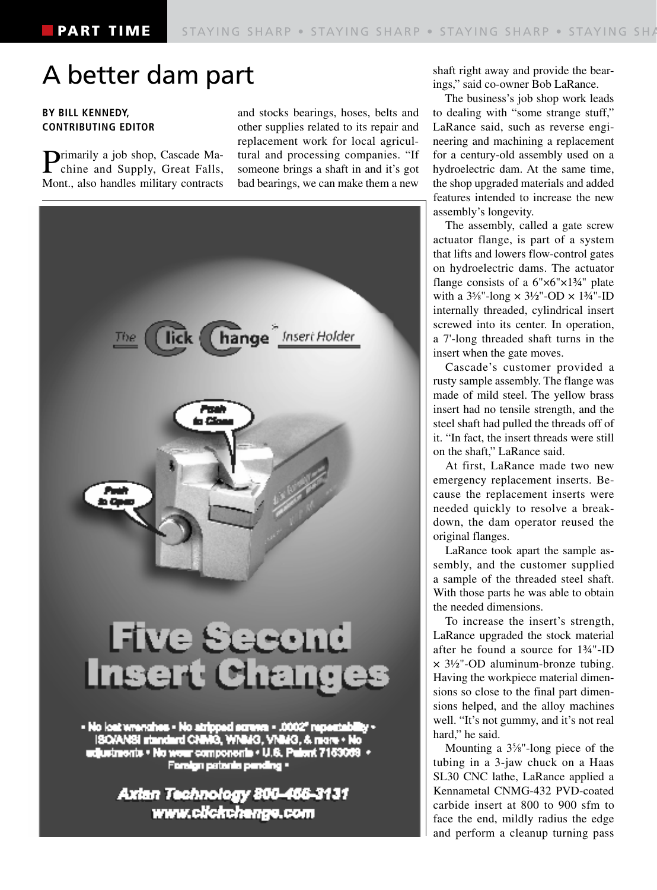# A better dam part

**BY BILL KENNEDY, CONTRIBUTING EDITOR**

Primarily a job shop, Cascade Machine and Supply, Great Falls, Mont., also handles military contracts and stocks bearings, hoses, belts and other supplies related to its repair and replacement work for local agricultural and processing companies. "If someone brings a shaft in and it's got bad bearings, we can make them a new shaft right away and provide the bearings," said co-owner Bob LaRance.

The business's job shop work leads to dealing with "some strange stuff," LaRance said, such as reverse engineering and machining a replacement for a century-old assembly used on a hydroelectric dam. At the same time, the shop upgraded materials and added features intended to increase the new assembly's longevity.

The assembly, called a gate screw actuator flange, is part of a system that lifts and lowers flow-control gates on hydroelectric dams. The actuator flange consists of a 6"×6"×1¾" plate with a 3⅝"-long × 3½"-OD × 1¾"-ID internally threaded, cylindrical insert screwed into its center. In operation, a 7'-long threaded shaft turns in the insert when the gate moves.

Cascade's customer provided a rusty sample assembly. The flange was made of mild steel. The yellow brass insert had no tensile strength, and the steel shaft had pulled the threads off of it. "In fact, the insert threads were still on the shaft," LaRance said.

At first, LaRance made two new emergency replacement inserts. Because the replacement inserts were needed quickly to resolve a breakdown, the dam operator reused the original flanges.

LaRance took apart the sample assembly, and the customer supplied a sample of the threaded steel shaft. With those parts he was able to obtain the needed dimensions.

To increase the insert's strength, LaRance upgraded the stock material after he found a source for 1¾"-ID × 3½"-OD aluminum-bronze tubing. Having the workpiece material dimensions so close to the final part dimensions helped, and the alloy machines well. "It's not gummy, and it's not real hard," he said.

Mounting a 3⅝"-long piece of the tubing in a 3-jaw chuck on a Haas SL30 CNC lathe, LaRance applied a Kennametal CNMG-432 PVD-coated carbide insert at 800 to 900 sfm to face the end, mildly radius the edge and perform a cleanup turning pass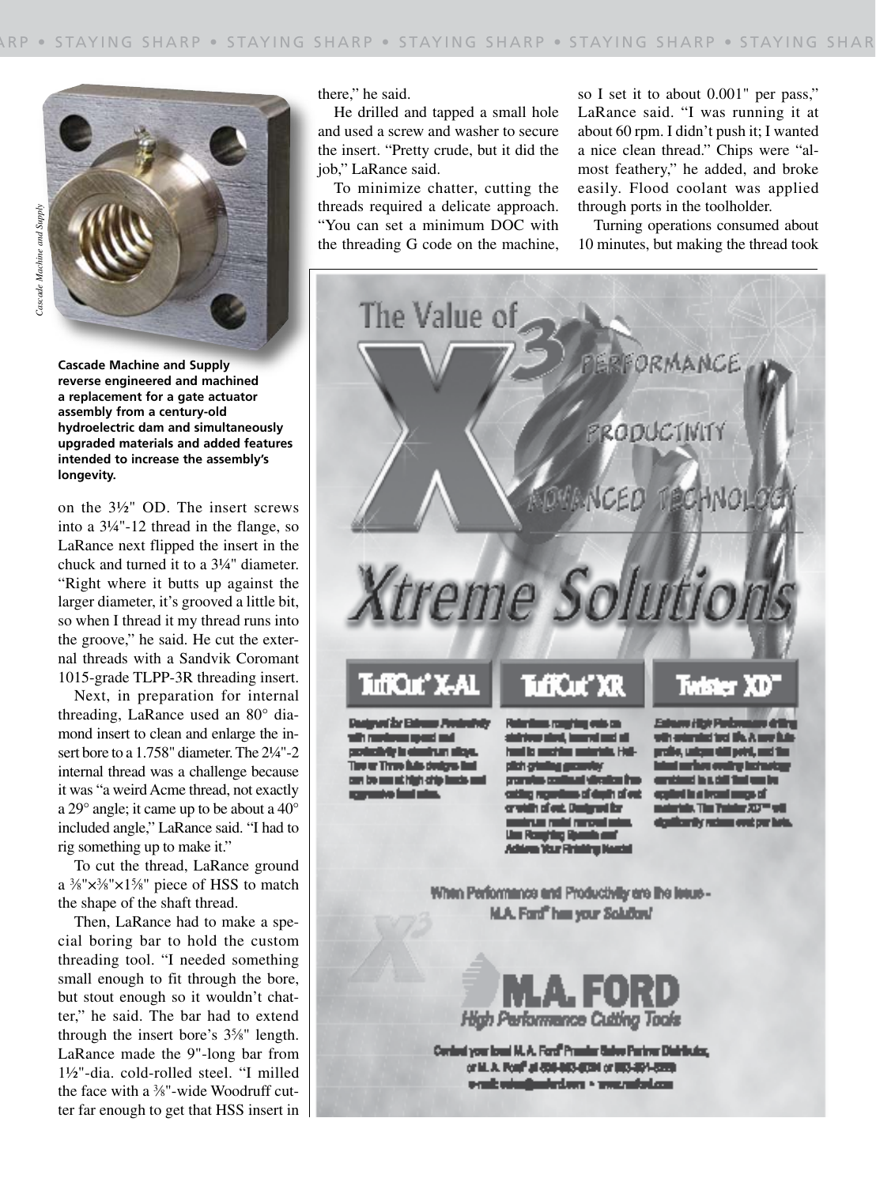Cascade Machine and Supply reverse engineered and machined a replacement for a gate actuator assembly from a century-old hydroelectric dam and simultaneously upgraded materials and added features intended to increase the assembly's longevity.

on the 3½" OD. The insert screws into a 3¼"-12 thread in the flange, so LaRance next flipped the insert in the chuck and turned it to a 3¼" diameter. "Right where it butts up against the larger diameter, it's grooved a little bit, so when I thread it my thread runs into the groove," he said. He cut the external threads with a Sandvik Coromant 1015-grade TLPP-3R threading insert.

Next, in preparation for internal threading, LaRance used an 80° diamond insert to clean and enlarge the insert bore to a 1.758" diameter. The 2¼"-2 internal thread was a challenge because it was "a weird Acme thread, not exactly a 29° angle; it came up to be about a 40° included angle," LaRance said. "I had to rig something up to make it."

To cut the thread, LaRance ground a ⅜"×⅜"×1⅝" piece of HSS to match the shape of the shaft thread.

Then, LaRance had to make a special boring bar to hold the custom threading tool. "I needed something small enough to fit through the bore, but stout enough so it wouldn't chatter," he said. The bar had to extend through the insert bore's 3⅝" length. LaRance made the 9"-long bar from 1½"-dia. cold-rolled steel. "I milled the face with a ⅜"-wide Woodruff cutter far enough to get that HSS insert in there," he said.

He drilled and tapped a small hole and used a screw and washer to secure the insert. "Pretty crude, but it did the job," LaRance said.

To minimize chatter, cutting the threads required a delicate approach. "You can set a minimum DOC with the threading G code on the machine, so I set it to about 0.001" per pass," LaRance said. "I was running it at about 60 rpm. I didn't push it; I wanted a nice clean thread." Chips were "almost feathery," he added, and broke easily. Flood coolant was applied through ports in the toolholder.

Turning operations consumed about 10 minutes, but making the thread took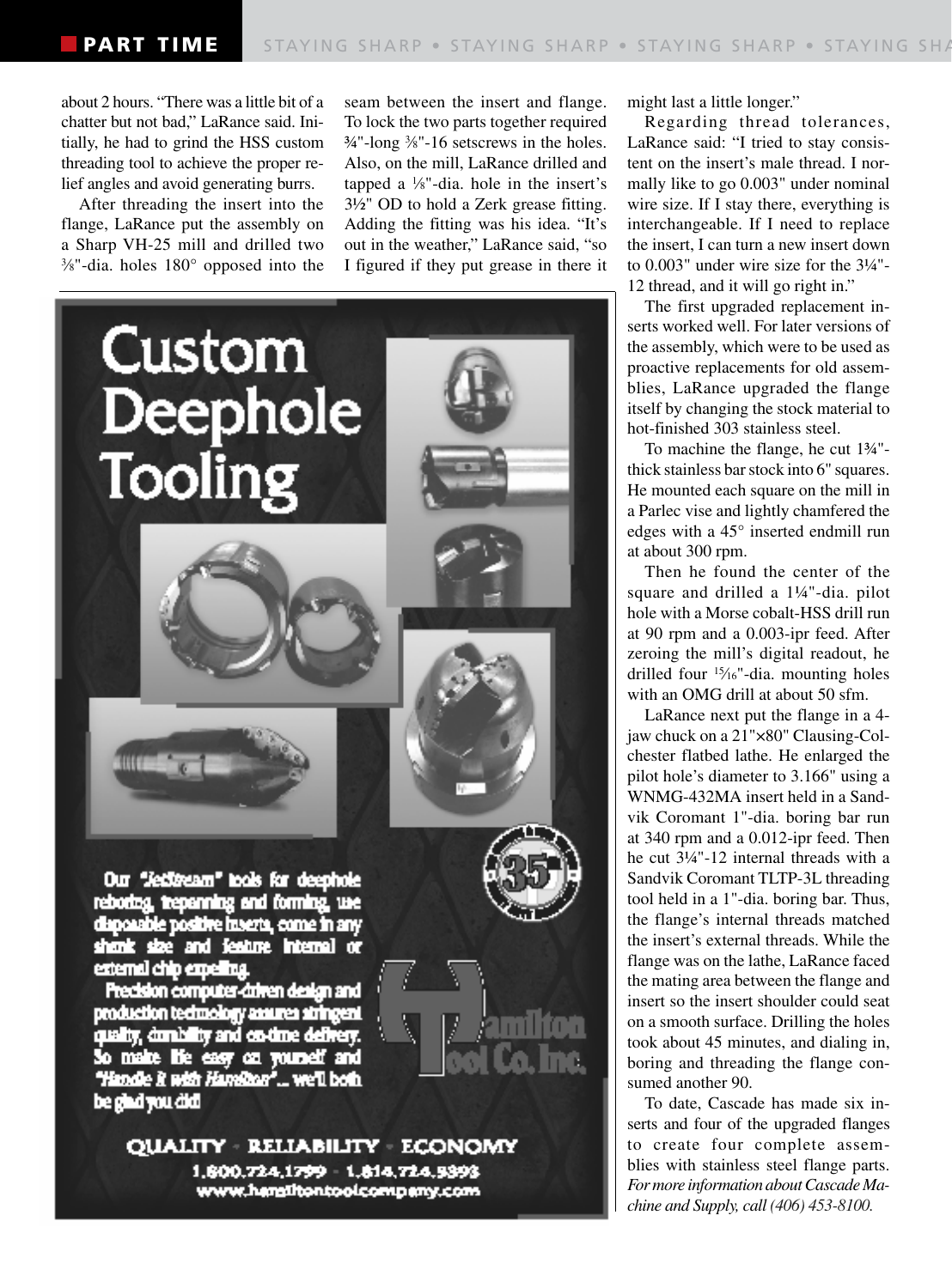about 2 hours. “There was a little bit of a chatter but not bad,” LaRance said. Initially, he had to grind the HSS custom threading tool to achieve the proper relief angles and avoid generating burrs.

After threading the insert into the flange, LaRance put the assembly on a Sharp VH-25 mill and drilled two ⅜"-dia. holes 180° opposed into the seam between the insert and flange. To lock the two parts together required ¾"-long ⅜"-16 setscrews in the holes. Also, on the mill, LaRance drilled and tapped a ⅛"-dia. hole in the insert’s 3½" OD to hold a Zerk grease fitting. Adding the fitting was his idea. “It’s out in the weather,” LaRance said, “so I figured if they put grease in there it might last a little longer.”

Regarding thread tolerances, LaRance said: “I tried to stay consistent on the insert’s male thread. I normally like to go 0.003" under nominal wire size. If I stay there, everything is interchangeable. If I need to replace the insert, I can turn a new insert down to 0.003" under wire size for the 3¼"-12 thread, and it will go right in.”

The first upgraded replacement inserts worked well. For later versions of the assembly, which were to be used as proactive replacements for old assemblies, LaRance upgraded the flange itself by changing the stock material to hot-finished 303 stainless steel.

To machine the flange, he cut 1¾"-thick stainless bar stock into 6" squares. He mounted each square on the mill in a Parlec vise and lightly chamfered the edges with a 45° inserted endmill run at about 300 rpm.

Then he found the center of the square and drilled a 1¼"-dia. pilot hole with a Morse cobalt-HSS drill run at 90 rpm and a 0.003-ipr feed. After zeroing the mill’s digital readout, he drilled four 15/16"-dia. mounting holes with an OMG drill at about 50 sfm.

LaRance next put the flange in a 4-jaw chuck on a 21"×80" Clausing-Colchester flatbed lathe. He enlarged the pilot hole’s diameter to 3.166" using a WNMG-432MA insert held in a Sandvik Coromant 1"-dia. boring bar run at 340 rpm and a 0.012-ipr feed. Then he cut 3¼"-12 internal threads with a Sandvik Coromant TLTP-3L threading tool held in a 1"-dia. boring bar. Thus, the flange’s internal threads matched the insert’s external threads. While the flange was on the lathe, LaRance faced the mating area between the flange and insert so the insert shoulder could seat on a smooth surface. Drilling the holes took about 45 minutes, and dialing in, boring and threading the flange consumed another 90.

To date, Cascade has made six inserts and four of the upgraded flanges to create four complete assemblies with stainless steel flange parts. *For more information about Cascade Machine and Supply, call (406) 453-8100.*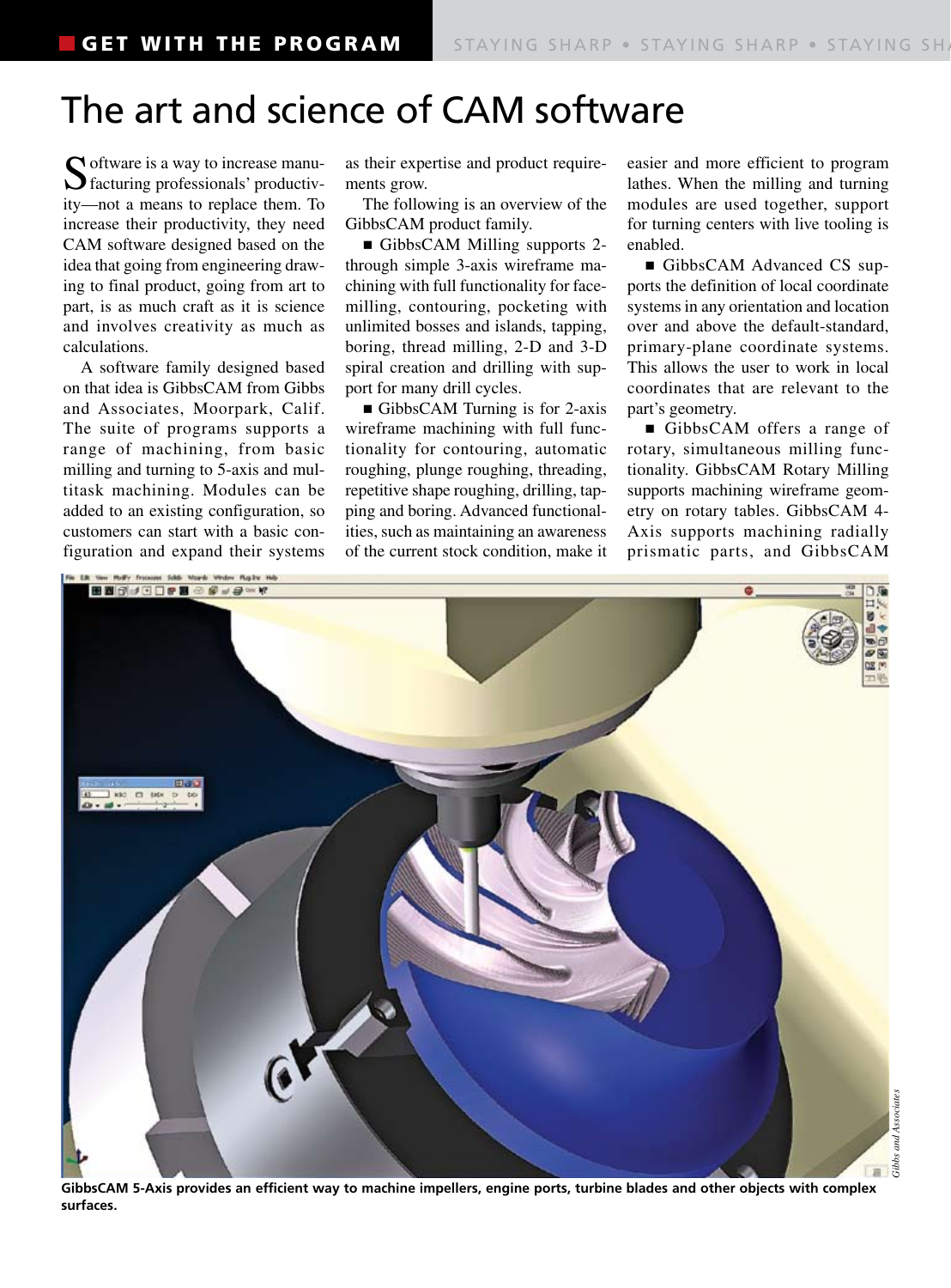# The art and science of CAM software

Software is a way to increase manufacturing professionals' productivity—not a means to replace them. To increase their productivity, they need CAM software designed based on the idea that going from engineering drawing to final product, going from art to part, is as much craft as it is science and involves creativity as much as calculations.

A software family designed based on that idea is GibbsCAM from Gibbs and Associates, Moorpark, Calif. The suite of programs supports a range of machining, from basic milling and turning to 5-axis and multitask machining. Modules can be added to an existing configuration, so customers can start with a basic configuration and expand their systems as their expertise and product requirements grow.

The following is an overview of the GibbsCAM product family.

- GibbsCAM Milling supports 2- through simple 3-axis wireframe machining with full functionality for face-milling, contouring, pocketing with unlimited bosses and islands, tapping, boring, thread milling, 2-D and 3-D spiral creation and drilling with support for many drill cycles.
- GibbsCAM Turning is for 2-axis wireframe machining with full functionality for contouring, automatic roughing, plunge roughing, threading, repetitive shape roughing, drilling, tapping and boring. Advanced functionalities, such as maintaining an awareness of the current stock condition, make it easier and more efficient to program lathes. When the milling and turning modules are used together, support for turning centers with live tooling is enabled.
- GibbsCAM Advanced CS supports the definition of local coordinate systems in any orientation and location over and above the default-standard, primary-plane coordinate systems. This allows the user to work in local coordinates that are relevant to the part's geometry.
- GibbsCAM offers a range of rotary, simultaneous milling functionality. GibbsCAM Rotary Milling supports machining wireframe geometry on rotary tables. GibbsCAM 4-Axis supports machining radially prismatic parts, and GibbsCAM

*Gibbs and Associates*

**GibbsCAM 5-Axis provides an efficient way to machine impellers, engine ports, turbine blades and other objects with complex surfaces.**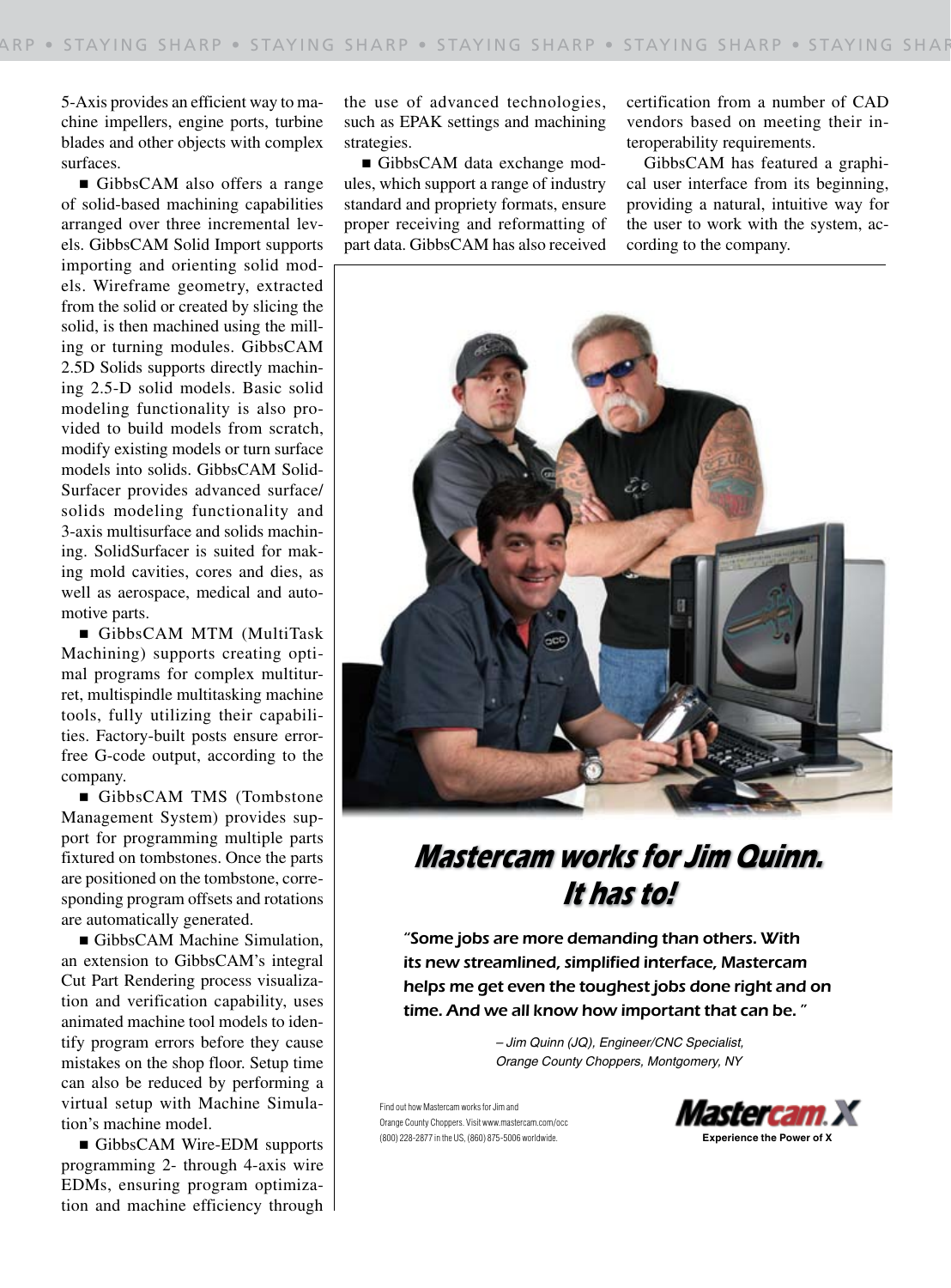5-Axis provides an efficient way to machine impellers, engine ports, turbine blades and other objects with complex surfaces.

- GibbsCAM also offers a range of solid-based machining capabilities arranged over three incremental levels. GibbsCAM Solid Import supports importing and orienting solid models. Wireframe geometry, extracted from the solid or created by slicing the solid, is then machined using the milling or turning modules. GibbsCAM 2.5D Solids supports directly machining 2.5-D solid models. Basic solid modeling functionality is also provided to build models from scratch, modify existing models or turn surface models into solids. GibbsCAM SolidSurfacer provides advanced surface/solids modeling functionality and 3-axis multisurface and solids machining. SolidSurfacer is suited for making mold cavities, cores and dies, as well as aerospace, medical and automotive parts.

- GibbsCAM MTM (MultiTask Machining) supports creating optimal programs for complex multiturret, multispindle multitasking machine tools, fully utilizing their capabilities. Factory-built posts ensure error-free G-code output, according to the company.

- GibbsCAM TMS (Tombstone Management System) provides support for programming multiple parts fixtured on tombstones. Once the parts are positioned on the tombstone, corresponding program offsets and rotations are automatically generated.

- GibbsCAM Machine Simulation, an extension to GibbsCAM's integral Cut Part Rendering process visualization and verification capability, uses animated machine tool models to identify program errors before they cause mistakes on the shop floor. Setup time can also be reduced by performing a virtual setup with Machine Simulation's machine model.

- GibbsCAM Wire-EDM supports programming 2- through 4-axis wire EDMs, ensuring program optimization and machine efficiency through the use of advanced technologies, such as EPAK settings and machining strategies.

- GibbsCAM data exchange modules, which support a range of industry standard and propriety formats, ensure proper receiving and reformatting of part data. GibbsCAM has also received certification from a number of CAD vendors based on meeting their interoperability requirements.

GibbsCAM has featured a graphical user interface from its beginning, providing a natural, intuitive way for the user to work with the system, according to the company.

## *Mastercam works for Jim Quinn. It has to!*

"Some jobs are more demanding than others. With its new streamlined, simplified interface, Mastercam helps me get even the toughest jobs done right and on time. And we all know how important that can be."

*– Jim Quinn (JQ), Engineer/CNC Specialist, Orange County Choppers, Montgomery, NY*

Find out how Mastercam works for Jim and Orange County Choppers. Visit www.mastercam.com/occ (800) 228-2877 in the US, (860) 875-5006 worldwide.

**Mastercam X** Experience the Power of X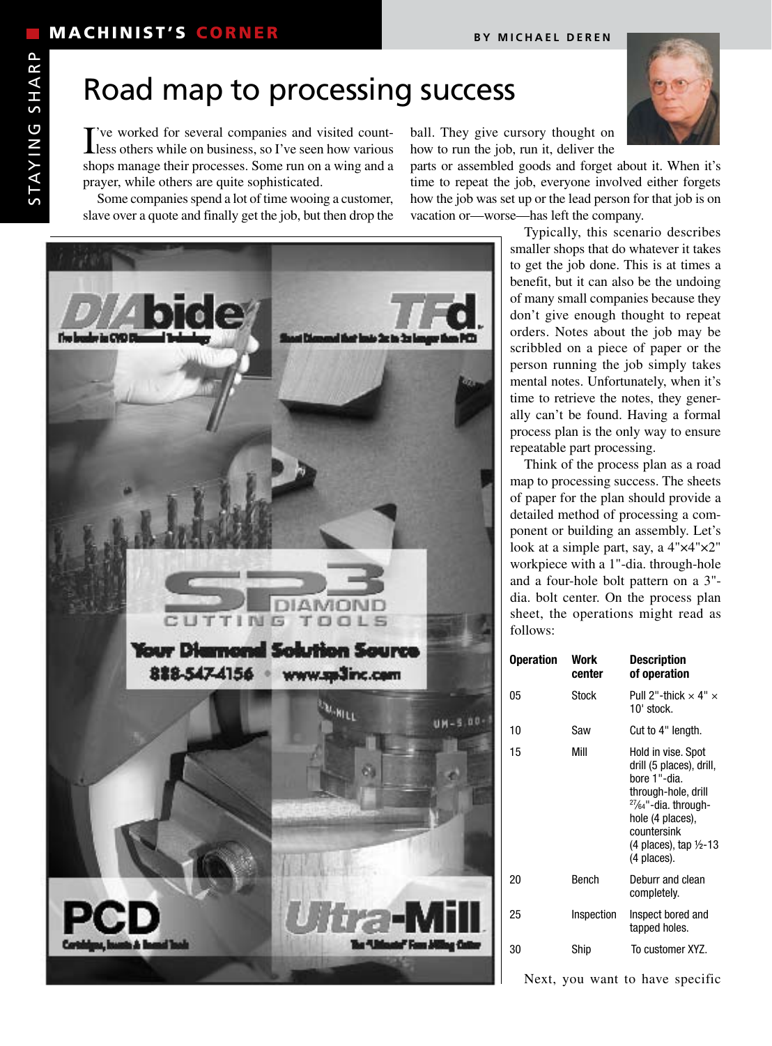# Road map to processing success

I've worked for several companies and visited countless others while on business, so I've seen how various shops manage their processes. Some run on a wing and a prayer, while others are quite sophisticated.

Some companies spend a lot of time wooing a customer, slave over a quote and finally get the job, but then drop the ball. They give cursory thought on how to run the job, run it, deliver the parts or assembled goods and forget about it. When it's time to repeat the job, everyone involved either forgets how the job was set up or the lead person for that job is on vacation or—worse—has left the company.

Typically, this scenario describes smaller shops that do whatever it takes to get the job done. This is at times a benefit, but it can also be the undoing of many small companies because they don't give enough thought to repeat orders. Notes about the job may be scribbled on a piece of paper or the person running the job simply takes mental notes. Unfortunately, when it's time to retrieve the notes, they generally can't be found. Having a formal process plan is the only way to ensure repeatable part processing.

Think of the process plan as a road map to processing success. The sheets of paper for the plan should provide a detailed method of processing a component or building an assembly. Let's look at a simple part, say, a 4"×4"×2" workpiece with a 1"-dia. through-hole and a four-hole bolt pattern on a 3"-dia. bolt center. On the process plan sheet, the operations might read as follows:

| Operation | Work center | Description of operation |
|---|---|---|
| 05 | Stock | Pull 2"-thick × 4" × 10' stock. |
| 10 | Saw | Cut to 4" length. |
| 15 | Mill | Hold in vise. Spot drill (5 places), drill, bore 1"-dia. through-hole, drill 27⁄64"-dia. through-hole (4 places), countersink (4 places), tap ½-13 (4 places). |
| 20 | Bench | Deburr and clean completely. |
| 25 | Inspection | Inspect bored and tapped holes. |
| 30 | Ship | To customer XYZ. |

Next, you want to have specific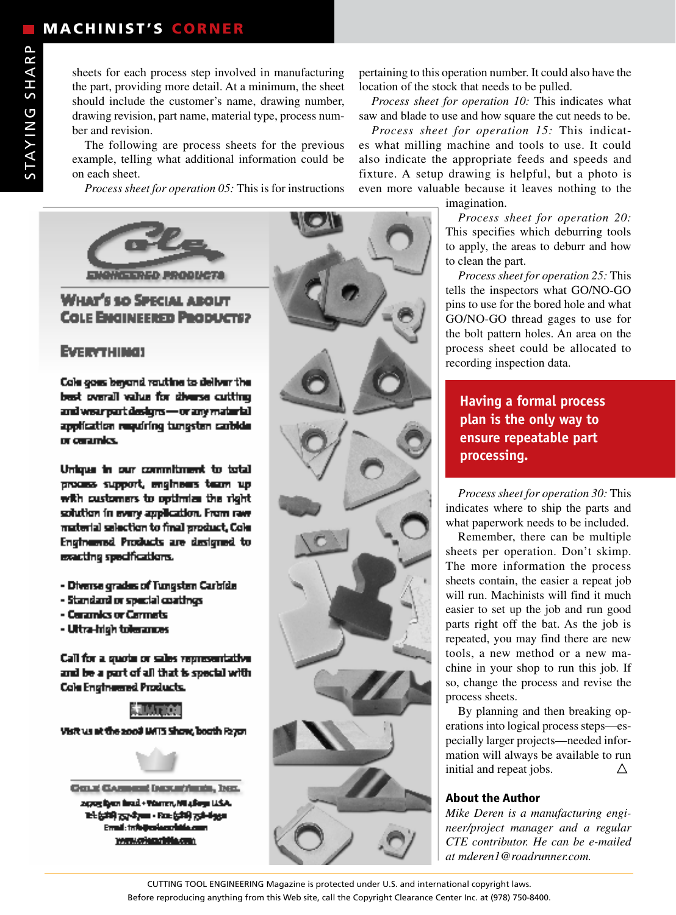sheets for each process step involved in manufacturing the part, providing more detail. At a minimum, the sheet should include the customer's name, drawing number, drawing revision, part name, material type, process number and revision.

The following are process sheets for the previous example, telling what additional information could be on each sheet.

*Process sheet for operation 05:* This is for instructions pertaining to this operation number. It could also have the location of the stock that needs to be pulled.

*Process sheet for operation 10:* This indicates what saw and blade to use and how square the cut needs to be.

*Process sheet for operation 15:* This indicates what milling machine and tools to use. It could also indicate the appropriate feeds and speeds and fixture. A setup drawing is helpful, but a photo is even more valuable because it leaves nothing to the imagination.

*Process sheet for operation 20:* This specifies which deburring tools to apply, the areas to deburr and how to clean the part.

*Process sheet for operation 25:* This tells the inspectors what GO/NO-GO pins to use for the bored hole and what GO/NO-GO thread gages to use for the bolt pattern holes. An area on the process sheet could be allocated to recording inspection data.

**Having a formal process plan is the only way to ensure repeatable part processing.**

*Process sheet for operation 30:* This indicates where to ship the parts and what paperwork needs to be included.

Remember, there can be multiple sheets per operation. Don't skimp. The more information the process sheets contain, the easier a repeat job will run. Machinists will find it much easier to set up the job and run good parts right off the bat. As the job is repeated, you may find there are new tools, a new method or a new machine in your shop to run this job. If so, change the process and revise the process sheets.

By planning and then breaking operations into logical process steps—especially larger projects—needed information will always be available to run initial and repeat jobs. △

## About the Author

*Mike Deren is a manufacturing engineer/project manager and a regular CTE contributor. He can be e-mailed at mderen1@roadrunner.com.*